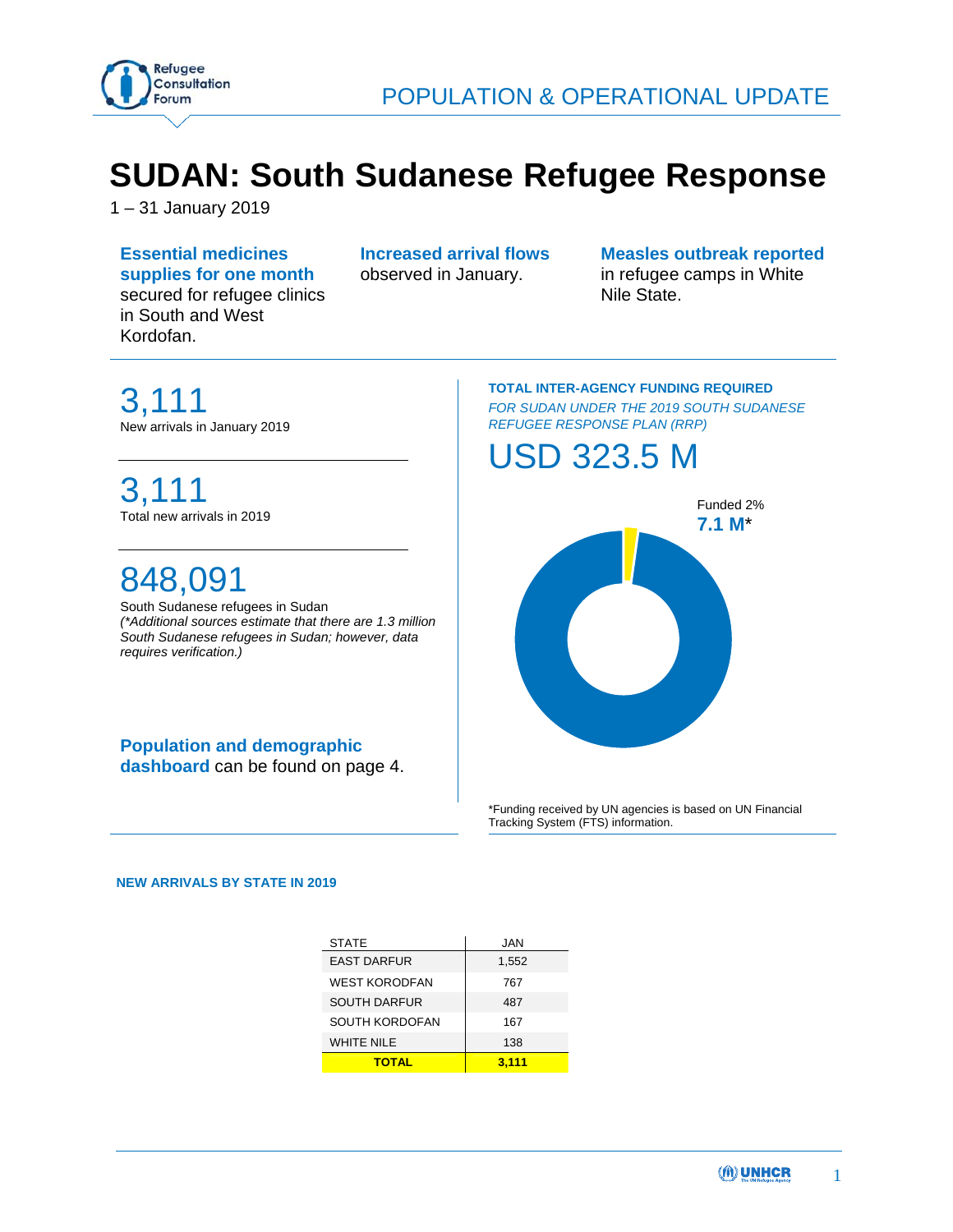POPULATION & OPERATIONAL UPDATE

# SUDAN: South Sudanese Refugee Response

1 – 31 January 2019

**Essential medicines supplies for one month** secured for refugee clinics in South and West Kordofan.

**Increased arrival flows** observed in January.

**Measles outbreak reported** in refugee camps in White Nile State.

## 3,111

New arrivals in January 2019

## 3,111

Total new arrivals in 2019

## 848,091

South Sudanese refugees in Sudan
*(\*Additional sources estimate that there are 1.3 million South Sudanese refugees in Sudan; however, data requires verification.)*

**Population and demographic dashboard** can be found on page 4.

**TOTAL INTER-AGENCY FUNDING REQUIRED**
*FOR SUDAN UNDER THE 2019 SOUTH SUDANESE REFUGEE RESPONSE PLAN (RRP)*

## USD 323.5 M

Funded 2%
**7.1 M***

*Funding received by UN agencies is based on UN Financial Tracking System (FTS) information.

**NEW ARRIVALS BY STATE IN 2019**

| STATE | JAN |
|---|---|
| EAST DARFUR | 1,552 |
| WEST KORODFAN | 767 |
| SOUTH DARFUR | 487 |
| SOUTH KORDOFAN | 167 |
| WHITE NILE | 138 |
| **TOTAL** | **3,111** |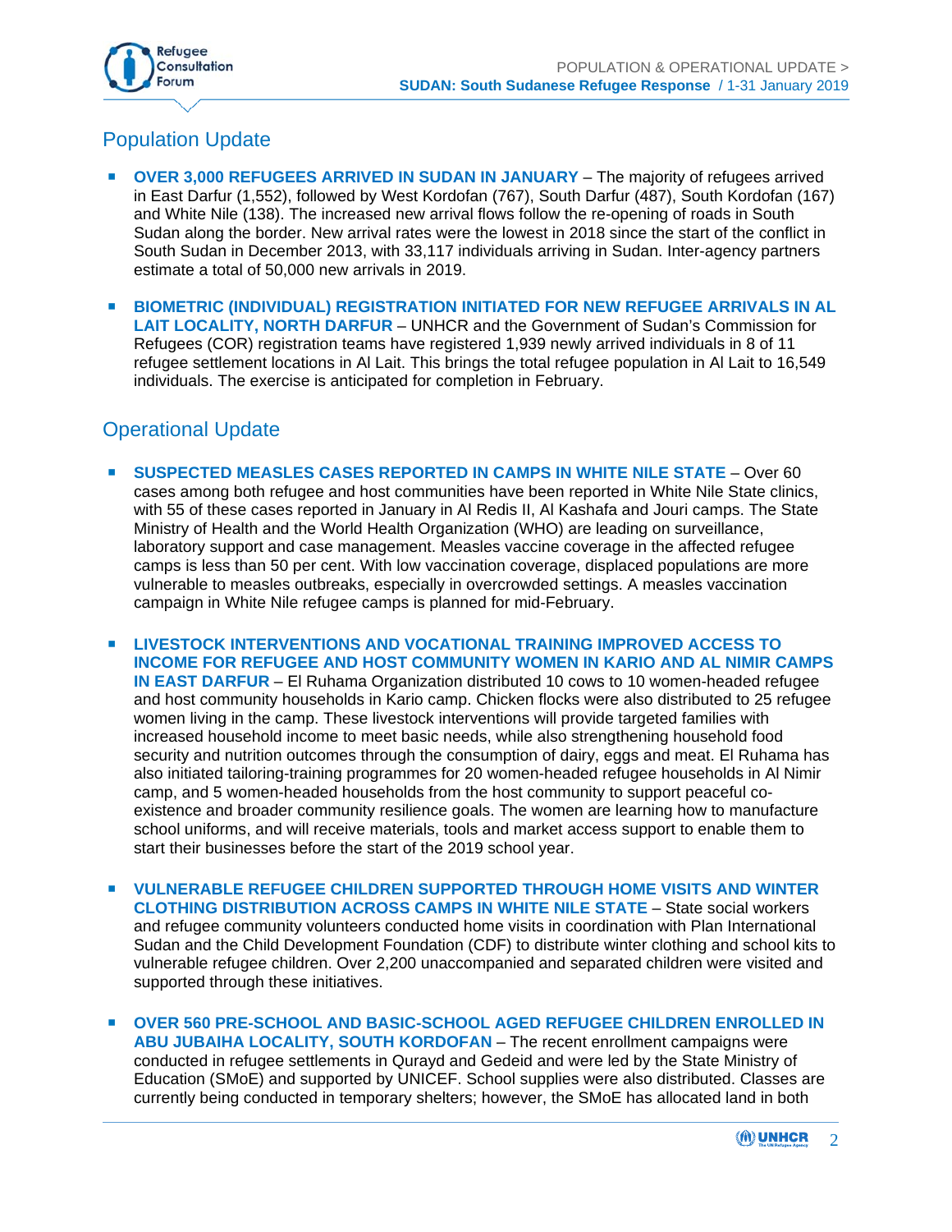## Population Update

- **OVER 3,000 REFUGEES ARRIVED IN SUDAN IN JANUARY** – The majority of refugees arrived in East Darfur (1,552), followed by West Kordofan (767), South Darfur (487), South Kordofan (167) and White Nile (138). The increased new arrival flows follow the re-opening of roads in South Sudan along the border. New arrival rates were the lowest in 2018 since the start of the conflict in South Sudan in December 2013, with 33,117 individuals arriving in Sudan. Inter-agency partners estimate a total of 50,000 new arrivals in 2019.

- **BIOMETRIC (INDIVIDUAL) REGISTRATION INITIATED FOR NEW REFUGEE ARRIVALS IN AL LAIT LOCALITY, NORTH DARFUR** – UNHCR and the Government of Sudan's Commission for Refugees (COR) registration teams have registered 1,939 newly arrived individuals in 8 of 11 refugee settlement locations in Al Lait. This brings the total refugee population in Al Lait to 16,549 individuals. The exercise is anticipated for completion in February.

## Operational Update

- **SUSPECTED MEASLES CASES REPORTED IN CAMPS IN WHITE NILE STATE** – Over 60 cases among both refugee and host communities have been reported in White Nile State clinics, with 55 of these cases reported in January in Al Redis II, Al Kashafa and Jouri camps. The State Ministry of Health and the World Health Organization (WHO) are leading on surveillance, laboratory support and case management. Measles vaccine coverage in the affected refugee camps is less than 50 per cent. With low vaccination coverage, displaced populations are more vulnerable to measles outbreaks, especially in overcrowded settings. A measles vaccination campaign in White Nile refugee camps is planned for mid-February.

- **LIVESTOCK INTERVENTIONS AND VOCATIONAL TRAINING IMPROVED ACCESS TO INCOME FOR REFUGEE AND HOST COMMUNITY WOMEN IN KARIO AND AL NIMIR CAMPS IN EAST DARFUR** – El Ruhama Organization distributed 10 cows to 10 women-headed refugee and host community households in Kario camp. Chicken flocks were also distributed to 25 refugee women living in the camp. These livestock interventions will provide targeted families with increased household income to meet basic needs, while also strengthening household food security and nutrition outcomes through the consumption of dairy, eggs and meat. El Ruhama has also initiated tailoring-training programmes for 20 women-headed refugee households in Al Nimir camp, and 5 women-headed households from the host community to support peaceful co-existence and broader community resilience goals. The women are learning how to manufacture school uniforms, and will receive materials, tools and market access support to enable them to start their businesses before the start of the 2019 school year.

- **VULNERABLE REFUGEE CHILDREN SUPPORTED THROUGH HOME VISITS AND WINTER CLOTHING DISTRIBUTION ACROSS CAMPS IN WHITE NILE STATE** – State social workers and refugee community volunteers conducted home visits in coordination with Plan International Sudan and the Child Development Foundation (CDF) to distribute winter clothing and school kits to vulnerable refugee children. Over 2,200 unaccompanied and separated children were visited and supported through these initiatives.

- **OVER 560 PRE-SCHOOL AND BASIC-SCHOOL AGED REFUGEE CHILDREN ENROLLED IN ABU JUBAIHA LOCALITY, SOUTH KORDOFAN** – The recent enrollment campaigns were conducted in refugee settlements in Qurayd and Gedeid and were led by the State Ministry of Education (SMoE) and supported by UNICEF. School supplies were also distributed. Classes are currently being conducted in temporary shelters; however, the SMoE has allocated land in both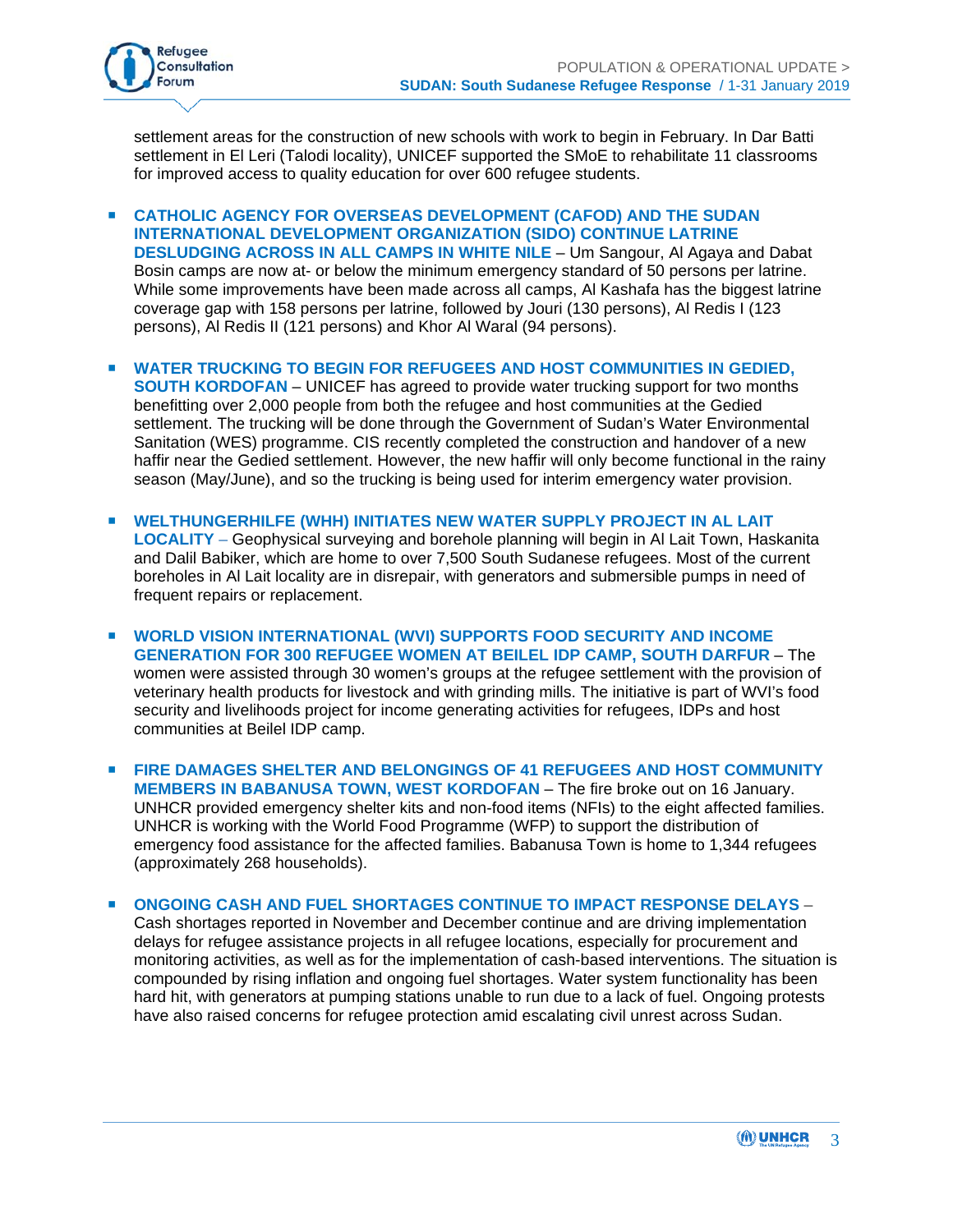settlement areas for the construction of new schools with work to begin in February. In Dar Batti settlement in El Leri (Talodi locality), UNICEF supported the SMoE to rehabilitate 11 classrooms for improved access to quality education for over 600 refugee students.

- **CATHOLIC AGENCY FOR OVERSEAS DEVELOPMENT (CAFOD) AND THE SUDAN INTERNATIONAL DEVELOPMENT ORGANIZATION (SIDO) CONTINUE LATRINE DESLUDGING ACROSS IN ALL CAMPS IN WHITE NILE** – Um Sangour, Al Agaya and Dabat Bosin camps are now at- or below the minimum emergency standard of 50 persons per latrine. While some improvements have been made across all camps, Al Kashafa has the biggest latrine coverage gap with 158 persons per latrine, followed by Jouri (130 persons), Al Redis I (123 persons), Al Redis II (121 persons) and Khor Al Waral (94 persons).

- **WATER TRUCKING TO BEGIN FOR REFUGEES AND HOST COMMUNITIES IN GEDIED, SOUTH KORDOFAN** – UNICEF has agreed to provide water trucking support for two months benefitting over 2,000 people from both the refugee and host communities at the Gedied settlement. The trucking will be done through the Government of Sudan's Water Environmental Sanitation (WES) programme. CIS recently completed the construction and handover of a new haffir near the Gedied settlement. However, the new haffir will only become functional in the rainy season (May/June), and so the trucking is being used for interim emergency water provision.

- **WELTHUNGERHILFE (WHH) INITIATES NEW WATER SUPPLY PROJECT IN AL LAIT LOCALITY** – Geophysical surveying and borehole planning will begin in Al Lait Town, Haskanita and Dalil Babiker, which are home to over 7,500 South Sudanese refugees. Most of the current boreholes in Al Lait locality are in disrepair, with generators and submersible pumps in need of frequent repairs or replacement.

- **WORLD VISION INTERNATIONAL (WVI) SUPPORTS FOOD SECURITY AND INCOME GENERATION FOR 300 REFUGEE WOMEN AT BEILEL IDP CAMP, SOUTH DARFUR** – The women were assisted through 30 women's groups at the refugee settlement with the provision of veterinary health products for livestock and with grinding mills. The initiative is part of WVI's food security and livelihoods project for income generating activities for refugees, IDPs and host communities at Beilel IDP camp.

- **FIRE DAMAGES SHELTER AND BELONGINGS OF 41 REFUGEES AND HOST COMMUNITY MEMBERS IN BABANUSA TOWN, WEST KORDOFAN** – The fire broke out on 16 January. UNHCR provided emergency shelter kits and non-food items (NFIs) to the eight affected families. UNHCR is working with the World Food Programme (WFP) to support the distribution of emergency food assistance for the affected families. Babanusa Town is home to 1,344 refugees (approximately 268 households).

- **ONGOING CASH AND FUEL SHORTAGES CONTINUE TO IMPACT RESPONSE DELAYS** – Cash shortages reported in November and December continue and are driving implementation delays for refugee assistance projects in all refugee locations, especially for procurement and monitoring activities, as well as for the implementation of cash-based interventions. The situation is compounded by rising inflation and ongoing fuel shortages. Water system functionality has been hard hit, with generators at pumping stations unable to run due to a lack of fuel. Ongoing protests have also raised concerns for refugee protection amid escalating civil unrest across Sudan.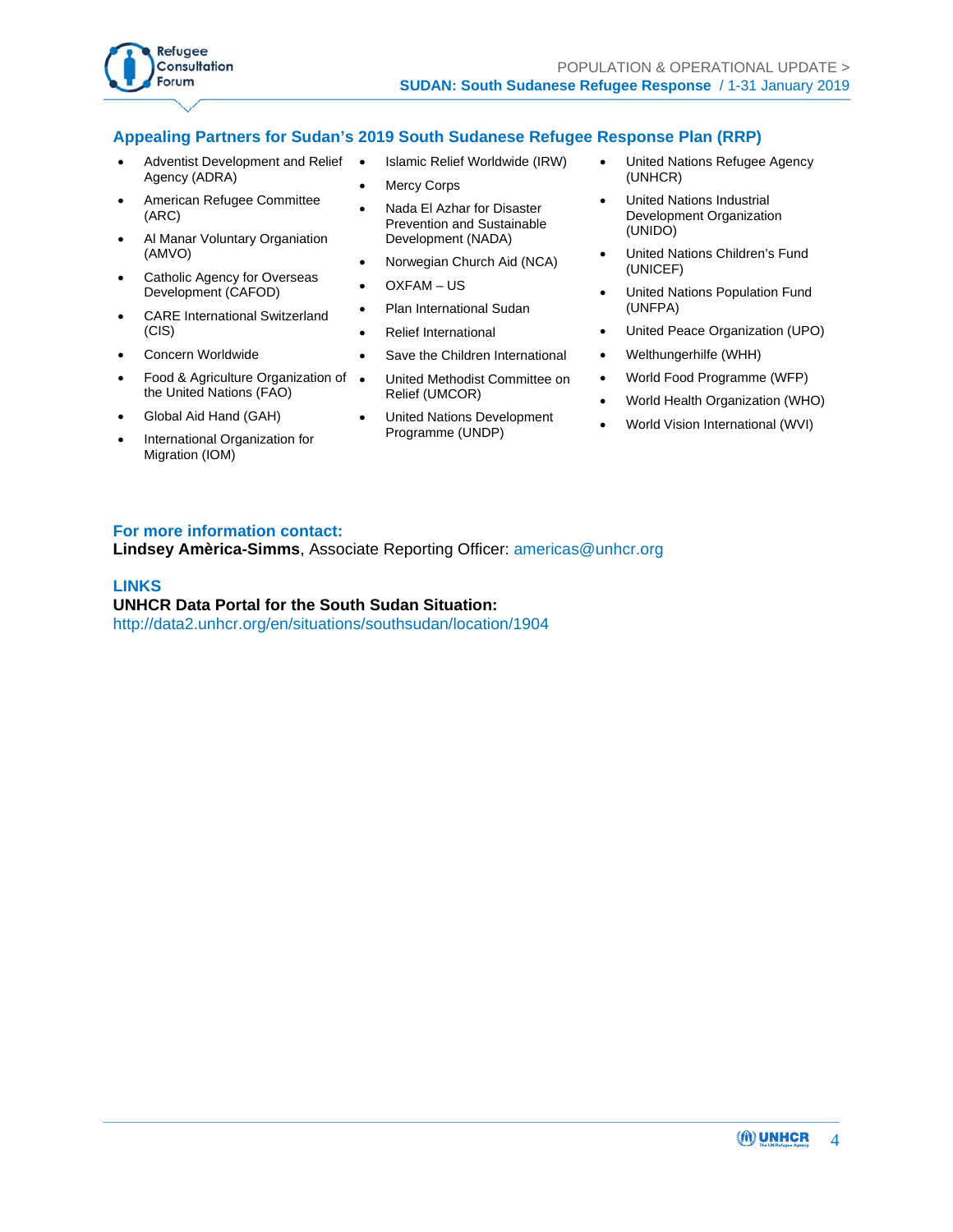## Appealing Partners for Sudan's 2019 South Sudanese Refugee Response Plan (RRP)

- Adventist Development and Relief Agency (ADRA)
- American Refugee Committee (ARC)
- Al Manar Voluntary Organiation (AMVO)
- Catholic Agency for Overseas Development (CAFOD)
- CARE International Switzerland (CIS)
- Concern Worldwide
- Food & Agriculture Organization of the United Nations (FAO)
- Global Aid Hand (GAH)
- International Organization for Migration (IOM)
- Islamic Relief Worldwide (IRW)
- Mercy Corps
- Nada El Azhar for Disaster Prevention and Sustainable Development (NADA)
- Norwegian Church Aid (NCA)
- OXFAM – US
- Plan International Sudan
- Relief International
- Save the Children International
- United Methodist Committee on Relief (UMCOR)
- United Nations Development Programme (UNDP)
- United Nations Refugee Agency (UNHCR)
- United Nations Industrial Development Organization (UNIDO)
- United Nations Children's Fund (UNICEF)
- United Nations Population Fund (UNFPA)
- United Peace Organization (UPO)
- Welthungerhilfe (WHH)
- World Food Programme (WFP)
- World Health Organization (WHO)
- World Vision International (WVI)

**For more information contact:**
**Lindsey Amèrica-Simms**, Associate Reporting Officer: americas@unhcr.org

**LINKS**
**UNHCR Data Portal for the South Sudan Situation:**
http://data2.unhcr.org/en/situations/southsudan/location/1904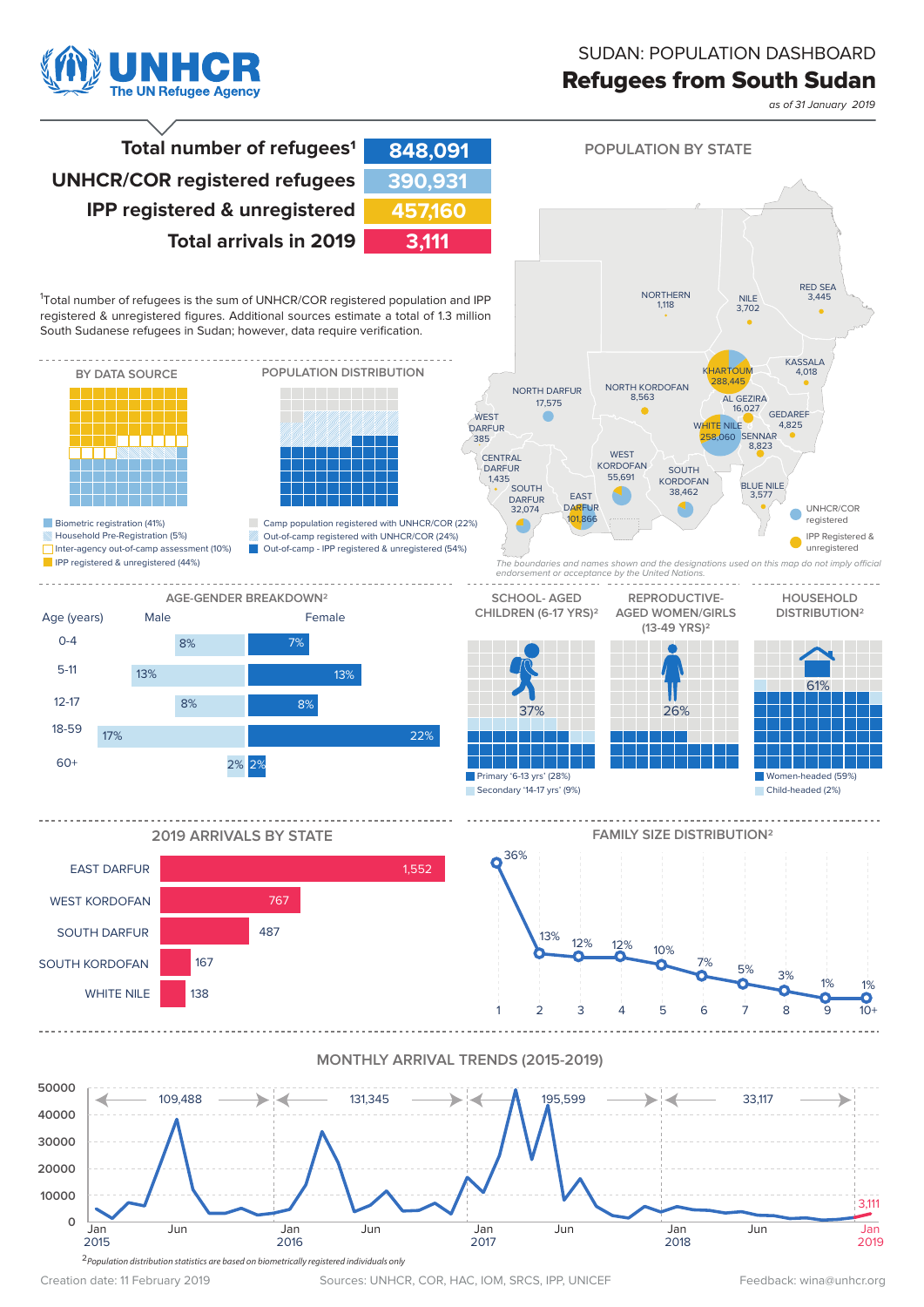# SUDAN: POPULATION DASHBOARD

## Refugees from South Sudan

*as of 31 January 2019*

UNHCR The UN Refugee Agency

| | |
|---|---|
| **Total number of refugees[1]** | 848,091 |
| **UNHCR/COR registered refugees** | 390,931 |
| **IPP registered & unregistered** | 457,160 |
| **Total arrivals in 2019** | 3,111 |

[1]Total number of refugees is the sum of UNHCR/COR registered population and IPP registered & unregistered figures. Additional sources estimate a total of 1.3 million South Sudanese refugees in Sudan; however, data require verification.

### POPULATION BY STATE

NORTHERN 1,118
NILE 3,702
RED SEA 3,445
KASSALA 4,018
KHARTOUM 288,445
NORTH DARFUR 17,575
NORTH KORDOFAN 8,563
AL GEZIRA 16,027
GEDAREF 4,825
WEST DARFUR 385
WHITE NILE 258,060
SENNAR 8,823
CENTRAL DARFUR 1,435
WEST KORDOFAN 55,691
SOUTH KORDOFAN 38,462
BLUE NILE 3,577
SOUTH DARFUR 32,074
EAST DARFUR 101,866

UNHCR/COR registered
IPP Registered & unregistered

*The boundaries and names shown and the designations used on this map do not imply official endorsement or acceptance by the United Nations.*

### BY DATA SOURCE

- Biometric registration (41%)
- Household Pre-Registration (5%)
- Inter-agency out-of-camp assessment (10%)
- IPP registered & unregistered (44%)

### POPULATION DISTRIBUTION

- Camp population registered with UNHCR/COR (22%)
- Out-of-camp registered with UNHCR/COR (24%)
- Out-of-camp - IPP registered & unregistered (54%)

### AGE-GENDER BREAKDOWN[2]

Age (years) | Male | Female

0-4: 8% | 7%
5-11: 13% | 13%
12-17: 8% | 8%
18-59: 17% | 22%
60+: 2% | 2%

### SCHOOL- AGED CHILDREN (6-17 YRS)[2]

37%

- Primary '6-13 yrs' (28%)
- Secondary '14-17 yrs' (9%)

### REPRODUCTIVE-AGED WOMEN/GIRLS (13-49 YRS)[2]

26%

### HOUSEHOLD DISTRIBUTION[2]

61%

- Women-headed (59%)
- Child-headed (2%)

### 2019 ARRIVALS BY STATE

EAST DARFUR 1,552
WEST KORDOFAN 767
SOUTH DARFUR 487
SOUTH KORDOFAN 167
WHITE NILE 138

### FAMILY SIZE DISTRIBUTION[2]

1: 36%
2: 13%
3: 12%
4: 12%
5: 10%
6: 7%
7: 5%
8: 3%
9: 1%
10+: 1%

### MONTHLY ARRIVAL TRENDS (2015-2019)

50000, 40000, 30000, 20000, 10000, 0

2015: 109,488
2016: 131,345
2017: 195,599
2018: 33,117
Jan 2019: 3,111

Jan 2015, Jun, Jan 2016, Jun, Jan 2017, Jun, Jan 2018, Jun, Jan 2019

[2]*Population distribution statistics are based on biometrically registered individuals only*

Creation date: 11 February 2019 | Sources: UNHCR, COR, HAC, IOM, SRCS, IPP, UNICEF | Feedback: wina@unhcr.org